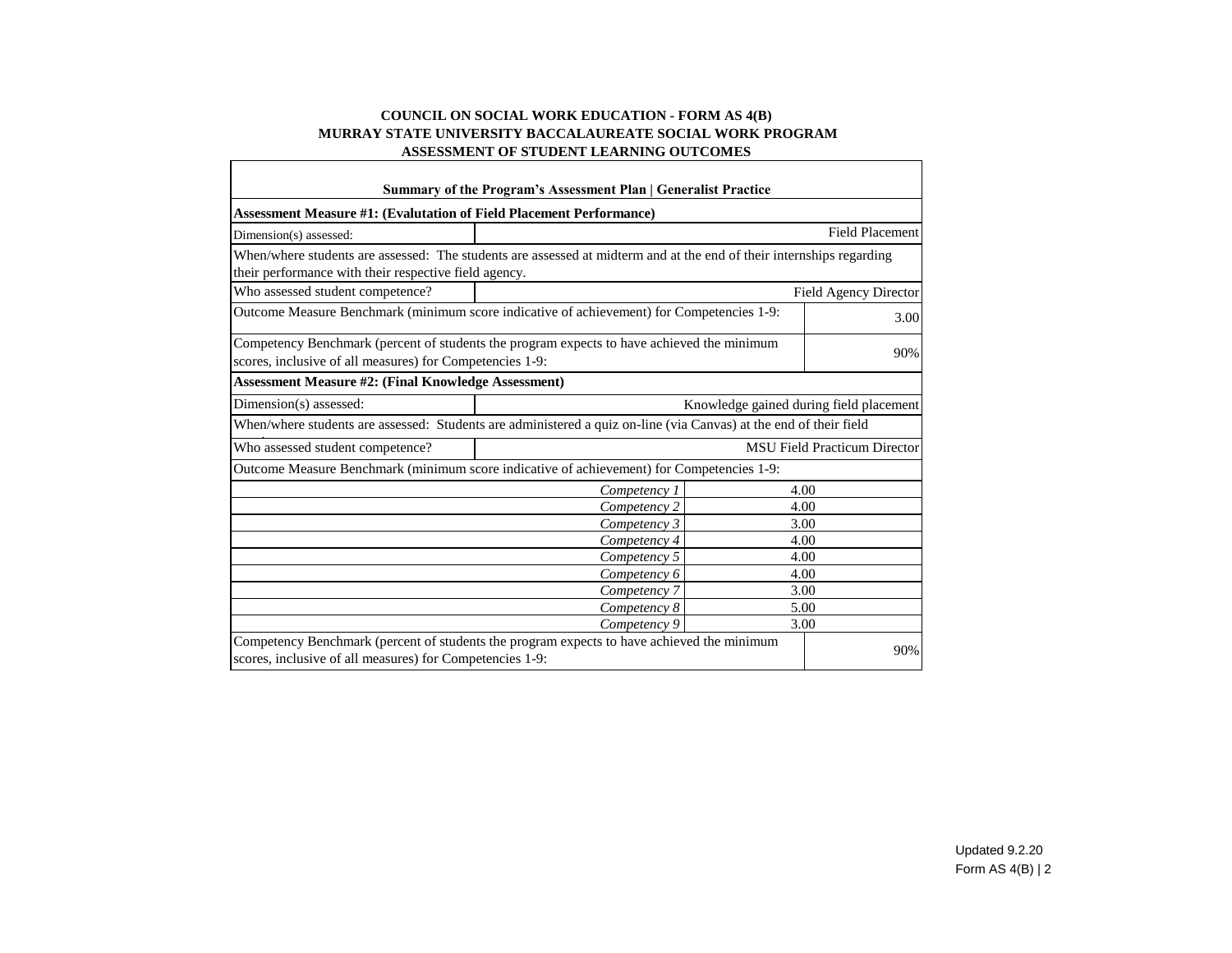**COUNCIL ON SOCIAL WORK EDUCATION - FORM AS 4(B)**
**MURRAY STATE UNIVERSITY BACCALAUREATE SOCIAL WORK PROGRAM**
**ASSESSMENT OF STUDENT LEARNING OUTCOMES**

| **Summary of the Program's Assessment Plan \| Generalist Practice** | | |
|---|---|---|
| **Assessment Measure #1: (Evalutation of Field Placement Performance)** | | |
| Dimension(s) assessed: | Field Placement | |
| When/where students are assessed: The students are assessed at midterm and at the end of their internships regarding their performance with their respective field agency. | | |
| Who assessed student competence? | Field Agency Director | |
| Outcome Measure Benchmark (minimum score indicative of achievement) for Competencies 1-9: | | 3.00 |
| Competency Benchmark (percent of students the program expects to have achieved the minimum scores, inclusive of all measures) for Competencies 1-9: | | 90% |
| **Assessment Measure #2: (Final Knowledge Assessment)** | | |
| Dimension(s) assessed: | Knowledge gained during field placement | |
| When/where students are assessed: Students are administered a quiz on-line (via Canvas) at the end of their field | | |
| Who assessed student competence? | MSU Field Practicum Director | |
| Outcome Measure Benchmark (minimum score indicative of achievement) for Competencies 1-9: | | |
| *Competency 1* | 4.00 | |
| *Competency 2* | 4.00 | |
| *Competency 3* | 3.00 | |
| *Competency 4* | 4.00 | |
| *Competency 5* | 4.00 | |
| *Competency 6* | 4.00 | |
| *Competency 7* | 3.00 | |
| *Competency 8* | 5.00 | |
| *Competency 9* | 3.00 | |
| Competency Benchmark (percent of students the program expects to have achieved the minimum scores, inclusive of all measures) for Competencies 1-9: | | 90% |

Updated 9.2.20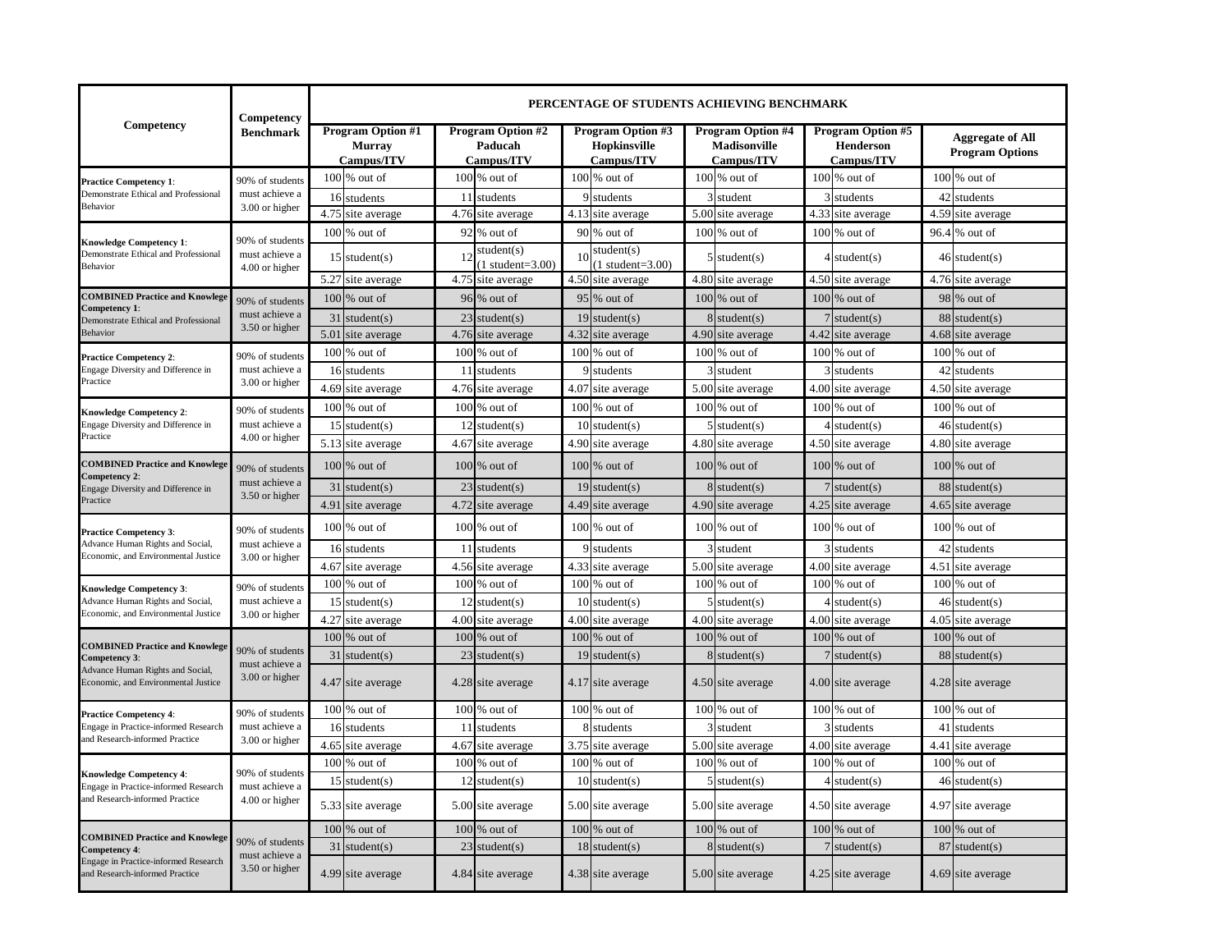| Competency | Competency Benchmark | PERCENTAGE OF STUDENTS ACHIEVING BENCHMARK | | | | | | | | | | | |
|---|---|---|---|---|---|---|---|---|---|---|---|---|---|
| | | Program Option #1 Murray Campus/ITV | | Program Option #2 Paducah Campus/ITV | | Program Option #3 Hopkinsville Campus/ITV | | Program Option #4 Madisonville Campus/ITV | | Program Option #5 Henderson Campus/ITV | | Aggregate of All Program Options | |
| **Practice Competency 1**: Demonstrate Ethical and Professional Behavior | 90% of students must achieve a 3.00 or higher | 100 | % out of | 100 | % out of | 100 | % out of | 100 | % out of | 100 | % out of | 100 | % out of |
| | | 16 | students | 11 | students | 9 | students | 3 | student | 3 | students | 42 | students |
| | | 4.75 | site average | 4.76 | site average | 4.13 | site average | 5.00 | site average | 4.33 | site average | 4.59 | site average |
| **Knowledge Competency 1**: Demonstrate Ethical and Professional Behavior | 90% of students must achieve a 4.00 or higher | 100 | % out of | 92 | % out of | 90 | % out of | 100 | % out of | 100 | % out of | 96.4 | % out of |
| | | 15 | student(s) | 12 | student(s) (1 student=3.00) | 10 | student(s) (1 student=3.00) | 5 | student(s) | 4 | student(s) | 46 | student(s) |
| | | 5.27 | site average | 4.75 | site average | 4.50 | site average | 4.80 | site average | 4.50 | site average | 4.76 | site average |
| **COMBINED Practice and Knowlege Competency 1**: Demonstrate Ethical and Professional Behavior | 90% of students must achieve a 3.50 or higher | 100 | % out of | 96 | % out of | 95 | % out of | 100 | % out of | 100 | % out of | 98 | % out of |
| | | 31 | student(s) | 23 | student(s) | 19 | student(s) | 8 | student(s) | 7 | student(s) | 88 | student(s) |
| | | 5.01 | site average | 4.76 | site average | 4.32 | site average | 4.90 | site average | 4.42 | site average | 4.68 | site average |
| **Practice Competency 2**: Engage Diversity and Difference in Practice | 90% of students must achieve a 3.00 or higher | 100 | % out of | 100 | % out of | 100 | % out of | 100 | % out of | 100 | % out of | 100 | % out of |
| | | 16 | students | 11 | students | 9 | students | 3 | student | 3 | students | 42 | students |
| | | 4.69 | site average | 4.76 | site average | 4.07 | site average | 5.00 | site average | 4.00 | site average | 4.50 | site average |
| **Knowledge Competency 2**: Engage Diversity and Difference in Practice | 90% of students must achieve a 4.00 or higher | 100 | % out of | 100 | % out of | 100 | % out of | 100 | % out of | 100 | % out of | 100 | % out of |
| | | 15 | student(s) | 12 | student(s) | 10 | student(s) | 5 | student(s) | 4 | student(s) | 46 | student(s) |
| | | 5.13 | site average | 4.67 | site average | 4.90 | site average | 4.80 | site average | 4.50 | site average | 4.80 | site average |
| **COMBINED Practice and Knowlege Competency 2**: Engage Diversity and Difference in Practice | 90% of students must achieve a 3.50 or higher | 100 | % out of | 100 | % out of | 100 | % out of | 100 | % out of | 100 | % out of | 100 | % out of |
| | | 31 | student(s) | 23 | student(s) | 19 | student(s) | 8 | student(s) | 7 | student(s) | 88 | student(s) |
| | | 4.91 | site average | 4.72 | site average | 4.49 | site average | 4.90 | site average | 4.25 | site average | 4.65 | site average |
| **Practice Competency 3**: Advance Human Rights and Social, Economic, and Environmental Justice | 90% of students must achieve a 3.00 or higher | 100 | % out of | 100 | % out of | 100 | % out of | 100 | % out of | 100 | % out of | 100 | % out of |
| | | 16 | students | 11 | students | 9 | students | 3 | student | 3 | students | 42 | students |
| | | 4.67 | site average | 4.56 | site average | 4.33 | site average | 5.00 | site average | 4.00 | site average | 4.51 | site average |
| **Knowledge Competency 3**: Advance Human Rights and Social, Economic, and Environmental Justice | 90% of students must achieve a 3.00 or higher | 100 | % out of | 100 | % out of | 100 | % out of | 100 | % out of | 100 | % out of | 100 | % out of |
| | | 15 | student(s) | 12 | student(s) | 10 | student(s) | 5 | student(s) | 4 | student(s) | 46 | student(s) |
| | | 4.27 | site average | 4.00 | site average | 4.00 | site average | 4.00 | site average | 4.00 | site average | 4.05 | site average |
| **COMBINED Practice and Knowlege Competency 3**: Advance Human Rights and Social, Economic, and Environmental Justice | 90% of students must achieve a 3.00 or higher | 100 | % out of | 100 | % out of | 100 | % out of | 100 | % out of | 100 | % out of | 100 | % out of |
| | | 31 | student(s) | 23 | student(s) | 19 | student(s) | 8 | student(s) | 7 | student(s) | 88 | student(s) |
| | | 4.47 | site average | 4.28 | site average | 4.17 | site average | 4.50 | site average | 4.00 | site average | 4.28 | site average |
| **Practice Competency 4**: Engage in Practice-informed Research and Research-informed Practice | 90% of students must achieve a 3.00 or higher | 100 | % out of | 100 | % out of | 100 | % out of | 100 | % out of | 100 | % out of | 100 | % out of |
| | | 16 | students | 11 | students | 8 | students | 3 | student | 3 | students | 41 | students |
| | | 4.65 | site average | 4.67 | site average | 3.75 | site average | 5.00 | site average | 4.00 | site average | 4.41 | site average |
| **Knowledge Competency 4**: Engage in Practice-informed Research and Research-informed Practice | 90% of students must achieve a 4.00 or higher | 100 | % out of | 100 | % out of | 100 | % out of | 100 | % out of | 100 | % out of | 100 | % out of |
| | | 15 | student(s) | 12 | student(s) | 10 | student(s) | 5 | student(s) | 4 | student(s) | 46 | student(s) |
| | | 5.33 | site average | 5.00 | site average | 5.00 | site average | 5.00 | site average | 4.50 | site average | 4.97 | site average |
| **COMBINED Practice and Knowlege Competency 4**: Engage in Practice-informed Research and Research-informed Practice | 90% of students must achieve a 3.50 or higher | 100 | % out of | 100 | % out of | 100 | % out of | 100 | % out of | 100 | % out of | 100 | % out of |
| | | 31 | student(s) | 23 | student(s) | 18 | student(s) | 8 | student(s) | 7 | student(s) | 87 | student(s) |
| | | 4.99 | site average | 4.84 | site average | 4.38 | site average | 5.00 | site average | 4.25 | site average | 4.69 | site average |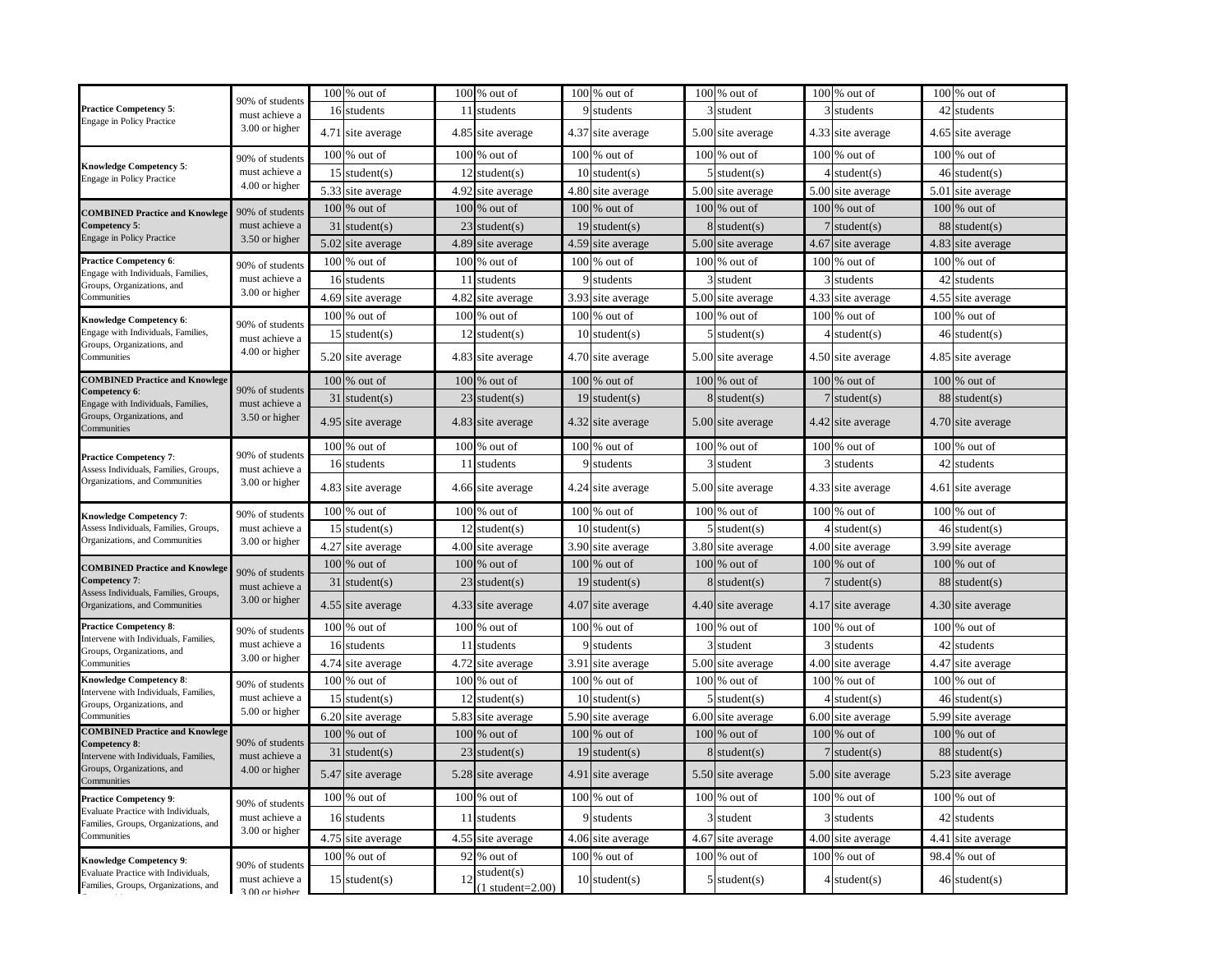| | | | | | | | | | | | | | |
|---|---|---|---|---|---|---|---|---|---|---|---|---|---|
| **Practice Competency 5**: Engage in Policy Practice | 90% of students must achieve a 3.00 or higher | 100 | % out of | 100 | % out of | 100 | % out of | 100 | % out of | 100 | % out of | 100 | % out of |
| | | 16 | students | 11 | students | 9 | students | 3 | student | 3 | students | 42 | students |
| | | 4.71 | site average | 4.85 | site average | 4.37 | site average | 5.00 | site average | 4.33 | site average | 4.65 | site average |
| **Knowledge Competency 5**: Engage in Policy Practice | 90% of students must achieve a 4.00 or higher | 100 | % out of | 100 | % out of | 100 | % out of | 100 | % out of | 100 | % out of | 100 | % out of |
| | | 15 | student(s) | 12 | student(s) | 10 | student(s) | 5 | student(s) | 4 | student(s) | 46 | student(s) |
| | | 5.33 | site average | 4.92 | site average | 4.80 | site average | 5.00 | site average | 5.00 | site average | 5.01 | site average |
| **COMBINED Practice and Knowlege Competency 5**: Engage in Policy Practice | 90% of students must achieve a 3.50 or higher | 100 | % out of | 100 | % out of | 100 | % out of | 100 | % out of | 100 | % out of | 100 | % out of |
| | | 31 | student(s) | 23 | student(s) | 19 | student(s) | 8 | student(s) | 7 | student(s) | 88 | student(s) |
| | | 5.02 | site average | 4.89 | site average | 4.59 | site average | 5.00 | site average | 4.67 | site average | 4.83 | site average |
| **Practice Competency 6**: Engage with Individuals, Families, Groups, Organizations, and Communities | 90% of students must achieve a 3.00 or higher | 100 | % out of | 100 | % out of | 100 | % out of | 100 | % out of | 100 | % out of | 100 | % out of |
| | | 16 | students | 11 | students | 9 | students | 3 | student | 3 | students | 42 | students |
| | | 4.69 | site average | 4.82 | site average | 3.93 | site average | 5.00 | site average | 4.33 | site average | 4.55 | site average |
| **Knowledge Competency 6**: Engage with Individuals, Families, Groups, Organizations, and Communities | 90% of students must achieve a 4.00 or higher | 100 | % out of | 100 | % out of | 100 | % out of | 100 | % out of | 100 | % out of | 100 | % out of |
| | | 15 | student(s) | 12 | student(s) | 10 | student(s) | 5 | student(s) | 4 | student(s) | 46 | student(s) |
| | | 5.20 | site average | 4.83 | site average | 4.70 | site average | 5.00 | site average | 4.50 | site average | 4.85 | site average |
| **COMBINED Practice and Knowlege Competency 6**: Engage with Individuals, Families, Groups, Organizations, and Communities | 90% of students must achieve a 3.50 or higher | 100 | % out of | 100 | % out of | 100 | % out of | 100 | % out of | 100 | % out of | 100 | % out of |
| | | 31 | student(s) | 23 | student(s) | 19 | student(s) | 8 | student(s) | 7 | student(s) | 88 | student(s) |
| | | 4.95 | site average | 4.83 | site average | 4.32 | site average | 5.00 | site average | 4.42 | site average | 4.70 | site average |
| **Practice Competency 7**: Assess Individuals, Families, Groups, Organizations, and Communities | 90% of students must achieve a 3.00 or higher | 100 | % out of | 100 | % out of | 100 | % out of | 100 | % out of | 100 | % out of | 100 | % out of |
| | | 16 | students | 11 | students | 9 | students | 3 | student | 3 | students | 42 | students |
| | | 4.83 | site average | 4.66 | site average | 4.24 | site average | 5.00 | site average | 4.33 | site average | 4.61 | site average |
| **Knowledge Competency 7**: Assess Individuals, Families, Groups, Organizations, and Communities | 90% of students must achieve a 3.00 or higher | 100 | % out of | 100 | % out of | 100 | % out of | 100 | % out of | 100 | % out of | 100 | % out of |
| | | 15 | student(s) | 12 | student(s) | 10 | student(s) | 5 | student(s) | 4 | student(s) | 46 | student(s) |
| | | 4.27 | site average | 4.00 | site average | 3.90 | site average | 3.80 | site average | 4.00 | site average | 3.99 | site average |
| **COMBINED Practice and Knowlege Competency 7**: Assess Individuals, Families, Groups, Organizations, and Communities | 90% of students must achieve a 3.00 or higher | 100 | % out of | 100 | % out of | 100 | % out of | 100 | % out of | 100 | % out of | 100 | % out of |
| | | 31 | student(s) | 23 | student(s) | 19 | student(s) | 8 | student(s) | 7 | student(s) | 88 | student(s) |
| | | 4.55 | site average | 4.33 | site average | 4.07 | site average | 4.40 | site average | 4.17 | site average | 4.30 | site average |
| **Practice Competency 8**: Intervene with Individuals, Families, Groups, Organizations, and Communities | 90% of students must achieve a 3.00 or higher | 100 | % out of | 100 | % out of | 100 | % out of | 100 | % out of | 100 | % out of | 100 | % out of |
| | | 16 | students | 11 | students | 9 | students | 3 | student | 3 | students | 42 | students |
| | | 4.74 | site average | 4.72 | site average | 3.91 | site average | 5.00 | site average | 4.00 | site average | 4.47 | site average |
| **Knowledge Competency 8**: Intervene with Individuals, Families, Groups, Organizations, and Communities | 90% of students must achieve a 5.00 or higher | 100 | % out of | 100 | % out of | 100 | % out of | 100 | % out of | 100 | % out of | 100 | % out of |
| | | 15 | student(s) | 12 | student(s) | 10 | student(s) | 5 | student(s) | 4 | student(s) | 46 | student(s) |
| | | 6.20 | site average | 5.83 | site average | 5.90 | site average | 6.00 | site average | 6.00 | site average | 5.99 | site average |
| **COMBINED Practice and Knowlege Competency 8**: Intervene with Individuals, Families, Groups, Organizations, and Communities | 90% of students must achieve a 4.00 or higher | 100 | % out of | 100 | % out of | 100 | % out of | 100 | % out of | 100 | % out of | 100 | % out of |
| | | 31 | student(s) | 23 | student(s) | 19 | student(s) | 8 | student(s) | 7 | student(s) | 88 | student(s) |
| | | 5.47 | site average | 5.28 | site average | 4.91 | site average | 5.50 | site average | 5.00 | site average | 5.23 | site average |
| **Practice Competency 9**: Evaluate Practice with Individuals, Families, Groups, Organizations, and Communities | 90% of students must achieve a 3.00 or higher | 100 | % out of | 100 | % out of | 100 | % out of | 100 | % out of | 100 | % out of | 100 | % out of |
| | | 16 | students | 11 | students | 9 | students | 3 | student | 3 | students | 42 | students |
| | | 4.75 | site average | 4.55 | site average | 4.06 | site average | 4.67 | site average | 4.00 | site average | 4.41 | site average |
| **Knowledge Competency 9**: Evaluate Practice with Individuals, Families, Groups, Organizations, and | 90% of students must achieve a 3.00 or higher | 100 | % out of | 92 | % out of | 100 | % out of | 100 | % out of | 100 | % out of | 98.4 | % out of |
| | | 15 | student(s) | 12 | student(s) (1 student=2.00) | 10 | student(s) | 5 | student(s) | 4 | student(s) | 46 | student(s) |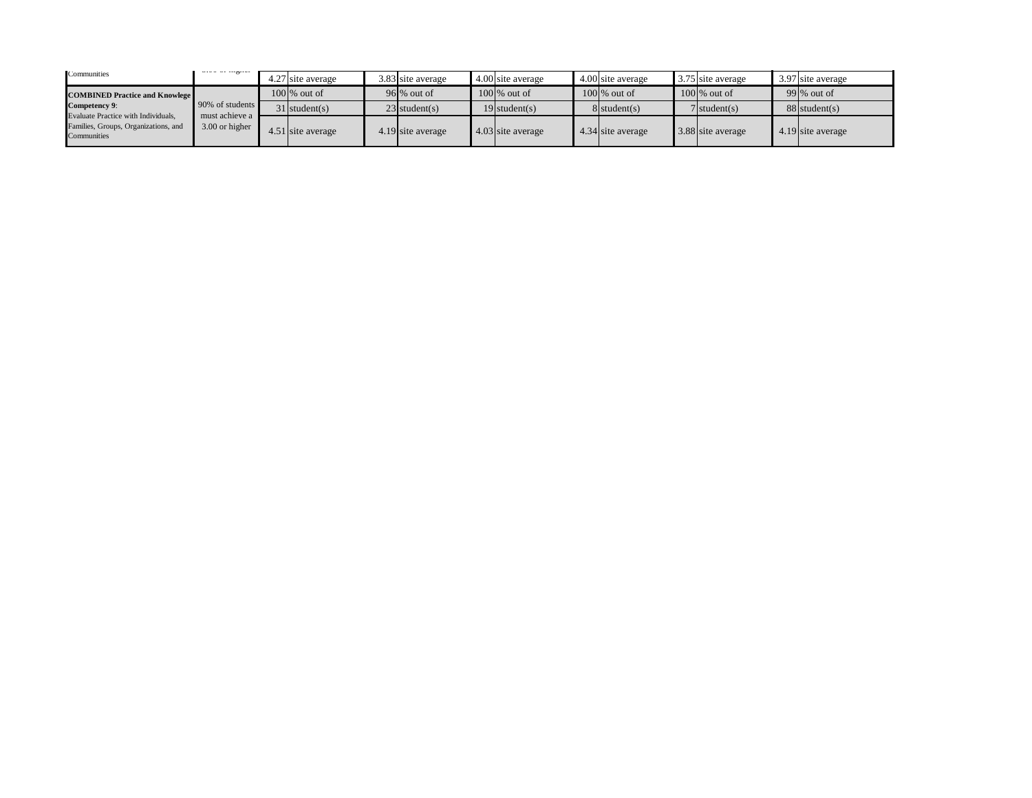| | | | | | | | | | | | | | |
|---|---|---|---|---|---|---|---|---|---|---|---|---|---|
| Communities | 3.00 or higher | 4.27 | site average | 3.83 | site average | 4.00 | site average | 4.00 | site average | 3.75 | site average | 3.97 | site average |
| **COMBINED Practice and Knowlege Competency 9**: Evaluate Practice with Individuals, Families, Groups, Organizations, and Communities | 90% of students must achieve a 3.00 or higher | 100 | % out of | 96 | % out of | 100 | % out of | 100 | % out of | 100 | % out of | 99 | % out of |
| | | 31 | student(s) | 23 | student(s) | 19 | student(s) | 8 | student(s) | 7 | student(s) | 88 | student(s) |
| | | 4.51 | site average | 4.19 | site average | 4.03 | site average | 4.34 | site average | 3.88 | site average | 4.19 | site average |